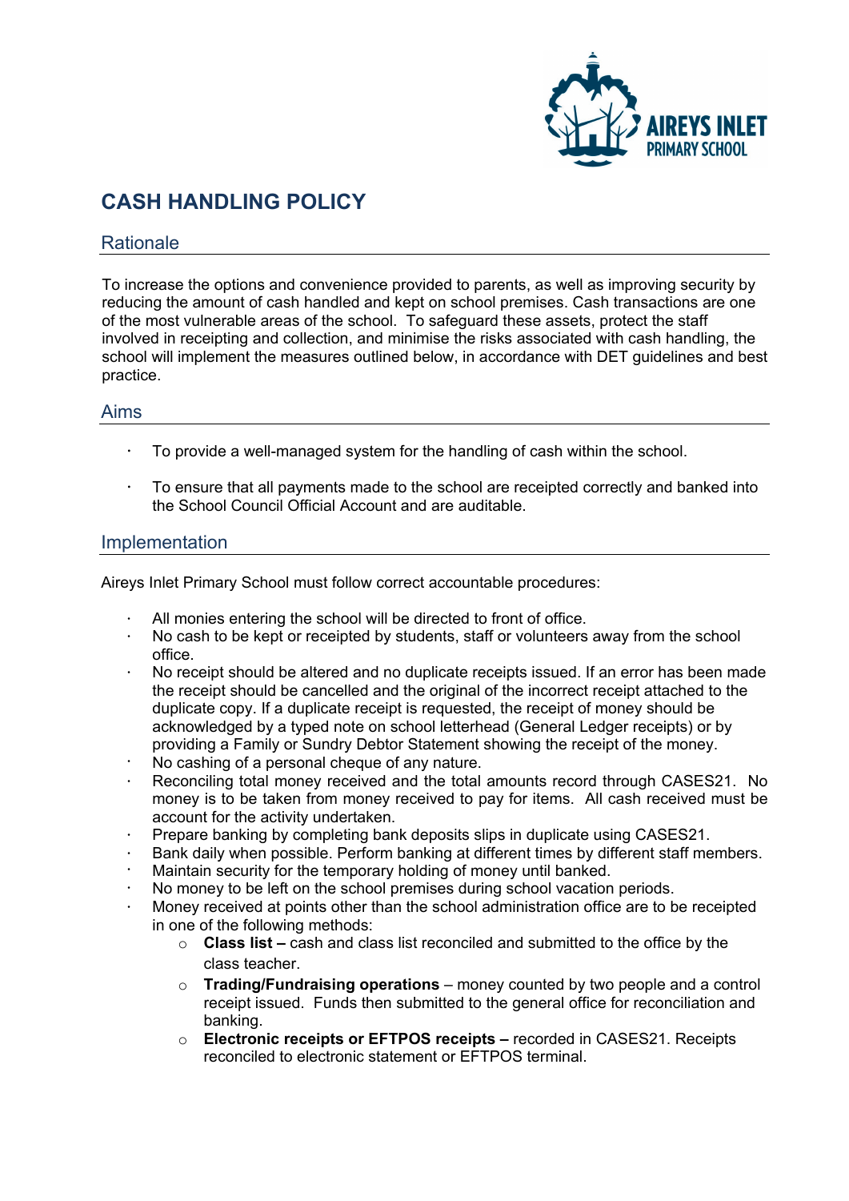# CASH HANDLING POLICY

## Rationale

To increase the options and convenience provided to parents, as well as improving security by reducing the amount of cash handled and kept on school premises. Cash transactions are one of the most vulnerable areas of the school. To safeguard these assets, protect the staff involved in receipting and collection, and minimise the risks associated with cash handling, the school will implement the measures outlined below, in accordance with DET guidelines and best practice.

## Aims

- To provide a well-managed system for the handling of cash within the school.
- To ensure that all payments made to the school are receipted correctly and banked into the School Council Official Account and are auditable.

## Implementation

Aireys Inlet Primary School must follow correct accountable procedures:

- All monies entering the school will be directed to front of office.
- No cash to be kept or receipted by students, staff or volunteers away from the school office.
- No receipt should be altered and no duplicate receipts issued. If an error has been made the receipt should be cancelled and the original of the incorrect receipt attached to the duplicate copy. If a duplicate receipt is requested, the receipt of money should be acknowledged by a typed note on school letterhead (General Ledger receipts) or by providing a Family or Sundry Debtor Statement showing the receipt of the money.
- No cashing of a personal cheque of any nature.
- Reconciling total money received and the total amounts record through CASES21. No money is to be taken from money received to pay for items. All cash received must be account for the activity undertaken.
- Prepare banking by completing bank deposits slips in duplicate using CASES21.
- Bank daily when possible. Perform banking at different times by different staff members.
- Maintain security for the temporary holding of money until banked.
- No money to be left on the school premises during school vacation periods.
- Money received at points other than the school administration office are to be receipted in one of the following methods:
  - **Class list –** cash and class list reconciled and submitted to the office by the class teacher.
  - **Trading/Fundraising operations** – money counted by two people and a control receipt issued. Funds then submitted to the general office for reconciliation and banking.
  - **Electronic receipts or EFTPOS receipts –** recorded in CASES21. Receipts reconciled to electronic statement or EFTPOS terminal.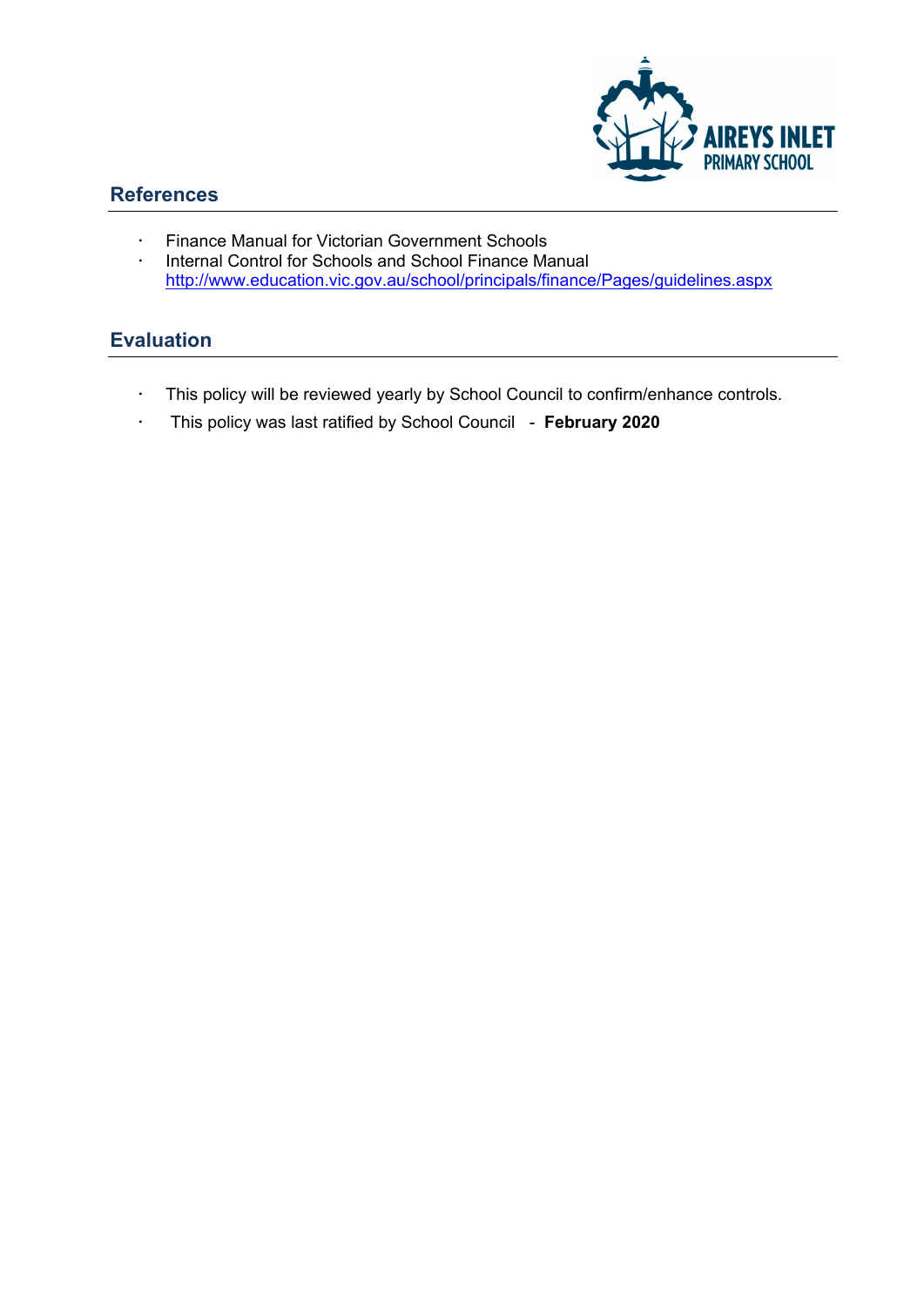## References

- Finance Manual for Victorian Government Schools
- Internal Control for Schools and School Finance Manual
  http://www.education.vic.gov.au/school/principals/finance/Pages/guidelines.aspx

## Evaluation

- This policy will be reviewed yearly by School Council to confirm/enhance controls.
- This policy was last ratified by School Council - **February 2020**